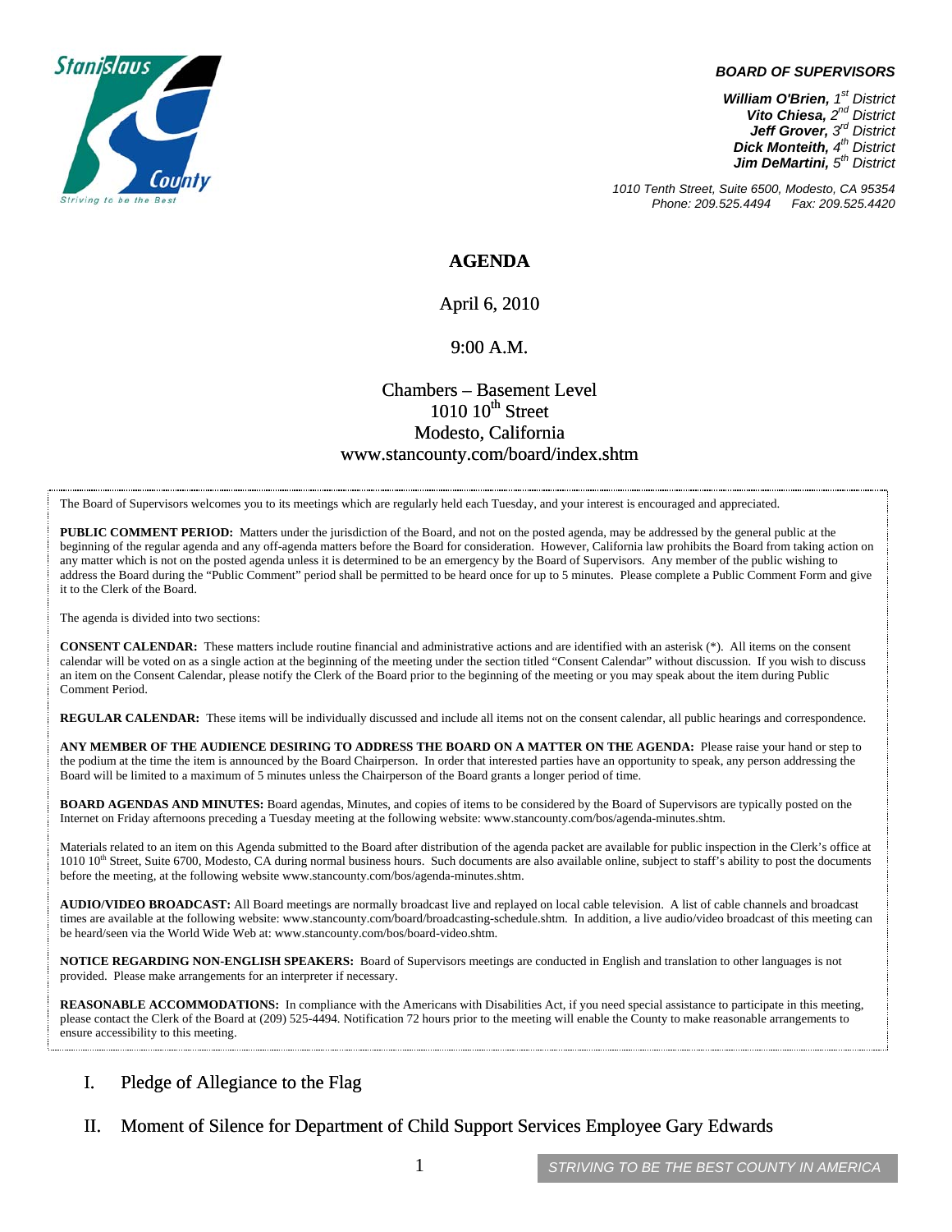**BOARD OF SUPERVISORS**

***William O'Brien,** 1st District*
***Vito Chiesa,** 2nd District*
***Jeff Grover,** 3rd District*
***Dick Monteith,** 4th District*
***Jim DeMartini,** 5th District*

*1010 Tenth Street, Suite 6500, Modesto, CA 95354*
*Phone: 209.525.4494 Fax: 209.525.4420*

# AGENDA

April 6, 2010

9:00 A.M.

Chambers – Basement Level
1010 10th Street
Modesto, California
www.stancounty.com/board/index.shtm

The Board of Supervisors welcomes you to its meetings which are regularly held each Tuesday, and your interest is encouraged and appreciated.

**PUBLIC COMMENT PERIOD:** Matters under the jurisdiction of the Board, and not on the posted agenda, may be addressed by the general public at the beginning of the regular agenda and any off-agenda matters before the Board for consideration. However, California law prohibits the Board from taking action on any matter which is not on the posted agenda unless it is determined to be an emergency by the Board of Supervisors. Any member of the public wishing to address the Board during the "Public Comment" period shall be permitted to be heard once for up to 5 minutes. Please complete a Public Comment Form and give it to the Clerk of the Board.

The agenda is divided into two sections:

**CONSENT CALENDAR:** These matters include routine financial and administrative actions and are identified with an asterisk (*). All items on the consent calendar will be voted on as a single action at the beginning of the meeting under the section titled "Consent Calendar" without discussion. If you wish to discuss an item on the Consent Calendar, please notify the Clerk of the Board prior to the beginning of the meeting or you may speak about the item during Public Comment Period.

**REGULAR CALENDAR:** These items will be individually discussed and include all items not on the consent calendar, all public hearings and correspondence.

**ANY MEMBER OF THE AUDIENCE DESIRING TO ADDRESS THE BOARD ON A MATTER ON THE AGENDA:** Please raise your hand or step to the podium at the time the item is announced by the Board Chairperson. In order that interested parties have an opportunity to speak, any person addressing the Board will be limited to a maximum of 5 minutes unless the Chairperson of the Board grants a longer period of time.

**BOARD AGENDAS AND MINUTES:** Board agendas, Minutes, and copies of items to be considered by the Board of Supervisors are typically posted on the Internet on Friday afternoons preceding a Tuesday meeting at the following website: www.stancounty.com/bos/agenda-minutes.shtm.

Materials related to an item on this Agenda submitted to the Board after distribution of the agenda packet are available for public inspection in the Clerk's office at 1010 10th Street, Suite 6700, Modesto, CA during normal business hours. Such documents are also available online, subject to staff's ability to post the documents before the meeting, at the following website www.stancounty.com/bos/agenda-minutes.shtm.

**AUDIO/VIDEO BROADCAST:** All Board meetings are normally broadcast live and replayed on local cable television. A list of cable channels and broadcast times are available at the following website: www.stancounty.com/board/broadcasting-schedule.shtm. In addition, a live audio/video broadcast of this meeting can be heard/seen via the World Wide Web at: www.stancounty.com/bos/board-video.shtm.

**NOTICE REGARDING NON-ENGLISH SPEAKERS:** Board of Supervisors meetings are conducted in English and translation to other languages is not provided. Please make arrangements for an interpreter if necessary.

**REASONABLE ACCOMMODATIONS:** In compliance with the Americans with Disabilities Act, if you need special assistance to participate in this meeting, please contact the Clerk of the Board at (209) 525-4494. Notification 72 hours prior to the meeting will enable the County to make reasonable arrangements to ensure accessibility to this meeting.

I. Pledge of Allegiance to the Flag

II. Moment of Silence for Department of Child Support Services Employee Gary Edwards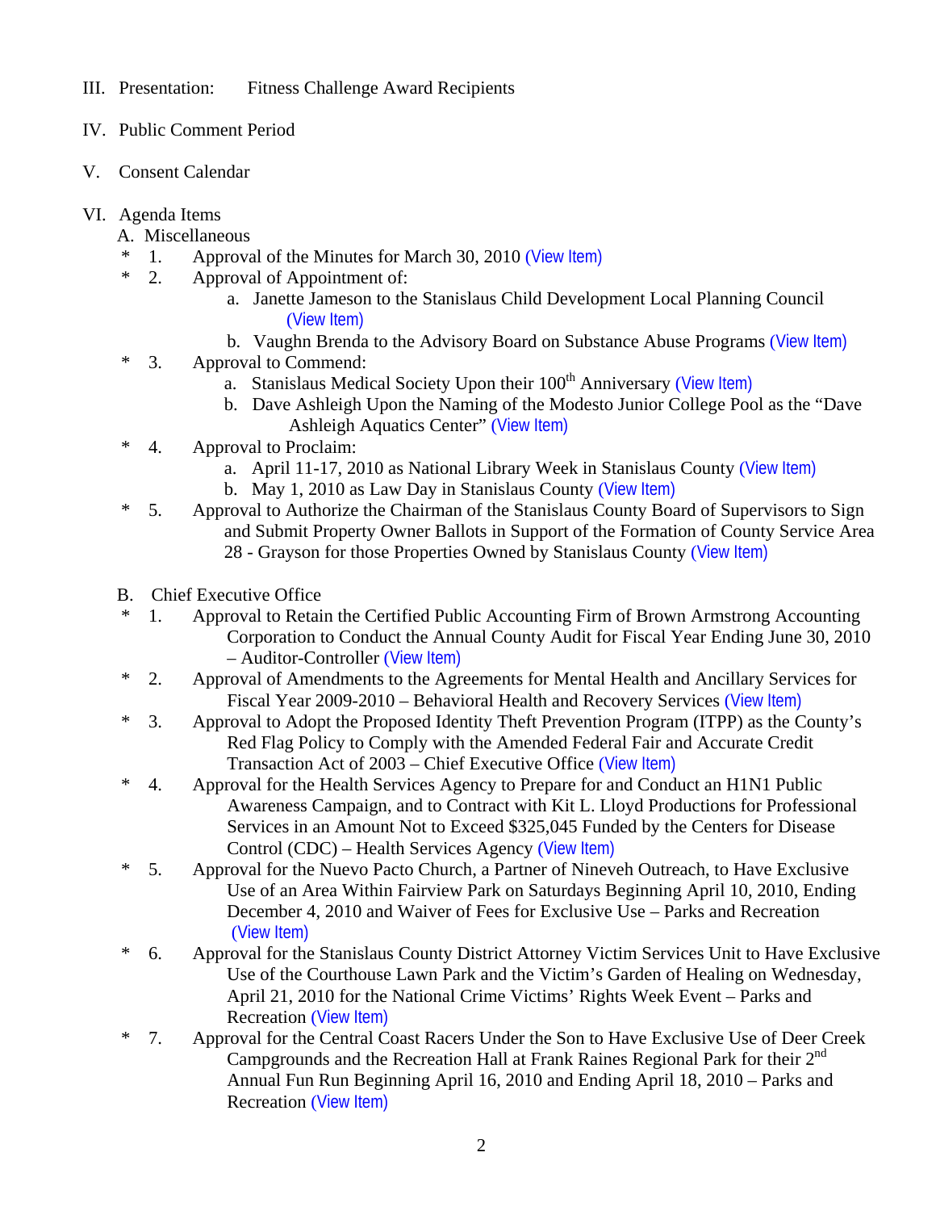III. Presentation: Fitness Challenge Award Recipients

IV. Public Comment Period

V. Consent Calendar

VI. Agenda Items

A. Miscellaneous

\* 1. Approval of the Minutes for March 30, 2010 (View Item)

\* 2. Approval of Appointment of:

  a. Janette Jameson to the Stanislaus Child Development Local Planning Council (View Item)

  b. Vaughn Brenda to the Advisory Board on Substance Abuse Programs (View Item)

\* 3. Approval to Commend:

  a. Stanislaus Medical Society Upon their 100th Anniversary (View Item)

  b. Dave Ashleigh Upon the Naming of the Modesto Junior College Pool as the "Dave Ashleigh Aquatics Center" (View Item)

\* 4. Approval to Proclaim:

  a. April 11-17, 2010 as National Library Week in Stanislaus County (View Item)

  b. May 1, 2010 as Law Day in Stanislaus County (View Item)

\* 5. Approval to Authorize the Chairman of the Stanislaus County Board of Supervisors to Sign and Submit Property Owner Ballots in Support of the Formation of County Service Area 28 - Grayson for those Properties Owned by Stanislaus County (View Item)

B. Chief Executive Office

\* 1. Approval to Retain the Certified Public Accounting Firm of Brown Armstrong Accounting Corporation to Conduct the Annual County Audit for Fiscal Year Ending June 30, 2010 – Auditor-Controller (View Item)

\* 2. Approval of Amendments to the Agreements for Mental Health and Ancillary Services for Fiscal Year 2009-2010 – Behavioral Health and Recovery Services (View Item)

\* 3. Approval to Adopt the Proposed Identity Theft Prevention Program (ITPP) as the County's Red Flag Policy to Comply with the Amended Federal Fair and Accurate Credit Transaction Act of 2003 – Chief Executive Office (View Item)

\* 4. Approval for the Health Services Agency to Prepare for and Conduct an H1N1 Public Awareness Campaign, and to Contract with Kit L. Lloyd Productions for Professional Services in an Amount Not to Exceed $325,045 Funded by the Centers for Disease Control (CDC) – Health Services Agency (View Item)

\* 5. Approval for the Nuevo Pacto Church, a Partner of Nineveh Outreach, to Have Exclusive Use of an Area Within Fairview Park on Saturdays Beginning April 10, 2010, Ending December 4, 2010 and Waiver of Fees for Exclusive Use – Parks and Recreation (View Item)

\* 6. Approval for the Stanislaus County District Attorney Victim Services Unit to Have Exclusive Use of the Courthouse Lawn Park and the Victim's Garden of Healing on Wednesday, April 21, 2010 for the National Crime Victims' Rights Week Event – Parks and Recreation (View Item)

\* 7. Approval for the Central Coast Racers Under the Son to Have Exclusive Use of Deer Creek Campgrounds and the Recreation Hall at Frank Raines Regional Park for their 2nd Annual Fun Run Beginning April 16, 2010 and Ending April 18, 2010 – Parks and Recreation (View Item)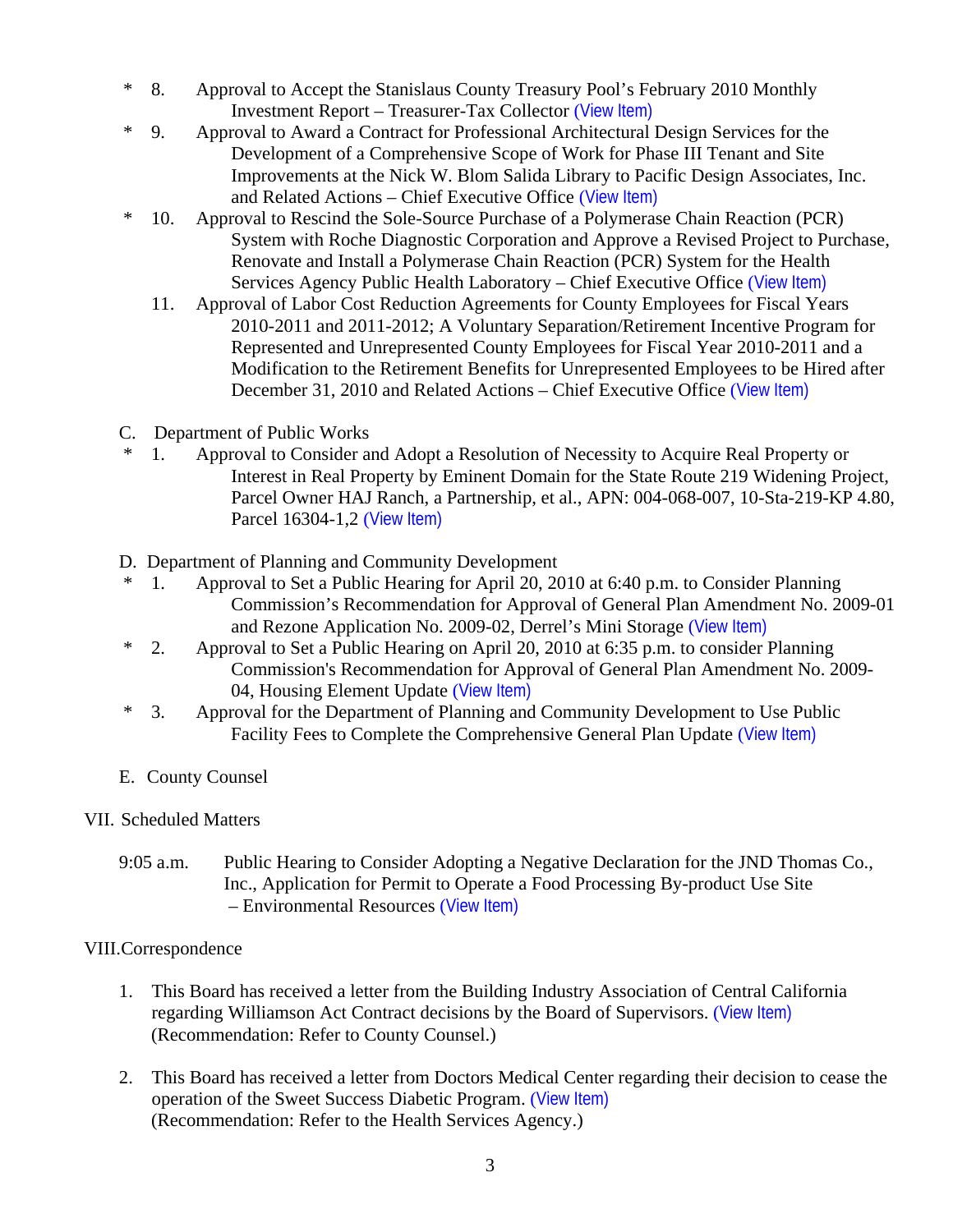\* 8. Approval to Accept the Stanislaus County Treasury Pool's February 2010 Monthly Investment Report – Treasurer-Tax Collector (View Item)

\* 9. Approval to Award a Contract for Professional Architectural Design Services for the Development of a Comprehensive Scope of Work for Phase III Tenant and Site Improvements at the Nick W. Blom Salida Library to Pacific Design Associates, Inc. and Related Actions – Chief Executive Office (View Item)

\* 10. Approval to Rescind the Sole-Source Purchase of a Polymerase Chain Reaction (PCR) System with Roche Diagnostic Corporation and Approve a Revised Project to Purchase, Renovate and Install a Polymerase Chain Reaction (PCR) System for the Health Services Agency Public Health Laboratory – Chief Executive Office (View Item)

11. Approval of Labor Cost Reduction Agreements for County Employees for Fiscal Years 2010-2011 and 2011-2012; A Voluntary Separation/Retirement Incentive Program for Represented and Unrepresented County Employees for Fiscal Year 2010-2011 and a Modification to the Retirement Benefits for Unrepresented Employees to be Hired after December 31, 2010 and Related Actions – Chief Executive Office (View Item)

C. Department of Public Works

\* 1. Approval to Consider and Adopt a Resolution of Necessity to Acquire Real Property or Interest in Real Property by Eminent Domain for the State Route 219 Widening Project, Parcel Owner HAJ Ranch, a Partnership, et al., APN: 004-068-007, 10-Sta-219-KP 4.80, Parcel 16304-1,2 (View Item)

D. Department of Planning and Community Development

\* 1. Approval to Set a Public Hearing for April 20, 2010 at 6:40 p.m. to Consider Planning Commission's Recommendation for Approval of General Plan Amendment No. 2009-01 and Rezone Application No. 2009-02, Derrel's Mini Storage (View Item)

\* 2. Approval to Set a Public Hearing on April 20, 2010 at 6:35 p.m. to consider Planning Commission's Recommendation for Approval of General Plan Amendment No. 2009-04, Housing Element Update (View Item)

\* 3. Approval for the Department of Planning and Community Development to Use Public Facility Fees to Complete the Comprehensive General Plan Update (View Item)

E. County Counsel

VII. Scheduled Matters

9:05 a.m. Public Hearing to Consider Adopting a Negative Declaration for the JND Thomas Co., Inc., Application for Permit to Operate a Food Processing By-product Use Site – Environmental Resources (View Item)

VIII. Correspondence

1. This Board has received a letter from the Building Industry Association of Central California regarding Williamson Act Contract decisions by the Board of Supervisors. (View Item) (Recommendation: Refer to County Counsel.)

2. This Board has received a letter from Doctors Medical Center regarding their decision to cease the operation of the Sweet Success Diabetic Program. (View Item) (Recommendation: Refer to the Health Services Agency.)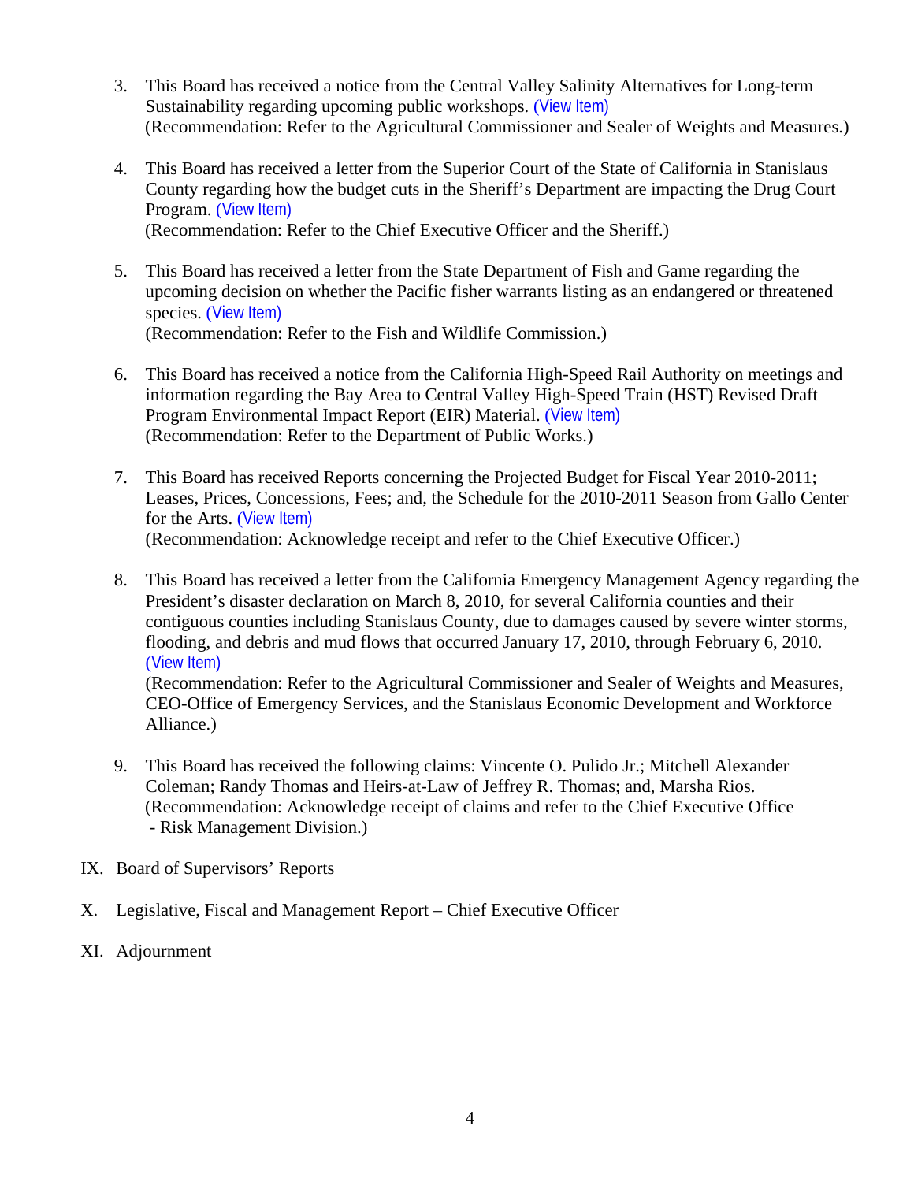3. This Board has received a notice from the Central Valley Salinity Alternatives for Long-term Sustainability regarding upcoming public workshops. (View Item)
   (Recommendation: Refer to the Agricultural Commissioner and Sealer of Weights and Measures.)

4. This Board has received a letter from the Superior Court of the State of California in Stanislaus County regarding how the budget cuts in the Sheriff's Department are impacting the Drug Court Program. (View Item)
   (Recommendation: Refer to the Chief Executive Officer and the Sheriff.)

5. This Board has received a letter from the State Department of Fish and Game regarding the upcoming decision on whether the Pacific fisher warrants listing as an endangered or threatened species. (View Item)
   (Recommendation: Refer to the Fish and Wildlife Commission.)

6. This Board has received a notice from the California High-Speed Rail Authority on meetings and information regarding the Bay Area to Central Valley High-Speed Train (HST) Revised Draft Program Environmental Impact Report (EIR) Material. (View Item)
   (Recommendation: Refer to the Department of Public Works.)

7. This Board has received Reports concerning the Projected Budget for Fiscal Year 2010-2011; Leases, Prices, Concessions, Fees; and, the Schedule for the 2010-2011 Season from Gallo Center for the Arts. (View Item)
   (Recommendation: Acknowledge receipt and refer to the Chief Executive Officer.)

8. This Board has received a letter from the California Emergency Management Agency regarding the President's disaster declaration on March 8, 2010, for several California counties and their contiguous counties including Stanislaus County, due to damages caused by severe winter storms, flooding, and debris and mud flows that occurred January 17, 2010, through February 6, 2010. (View Item)
   (Recommendation: Refer to the Agricultural Commissioner and Sealer of Weights and Measures, CEO-Office of Emergency Services, and the Stanislaus Economic Development and Workforce Alliance.)

9. This Board has received the following claims: Vincente O. Pulido Jr.; Mitchell Alexander Coleman; Randy Thomas and Heirs-at-Law of Jeffrey R. Thomas; and, Marsha Rios.
   (Recommendation: Acknowledge receipt of claims and refer to the Chief Executive Office - Risk Management Division.)

IX. Board of Supervisors' Reports

X. Legislative, Fiscal and Management Report – Chief Executive Officer

XI. Adjournment